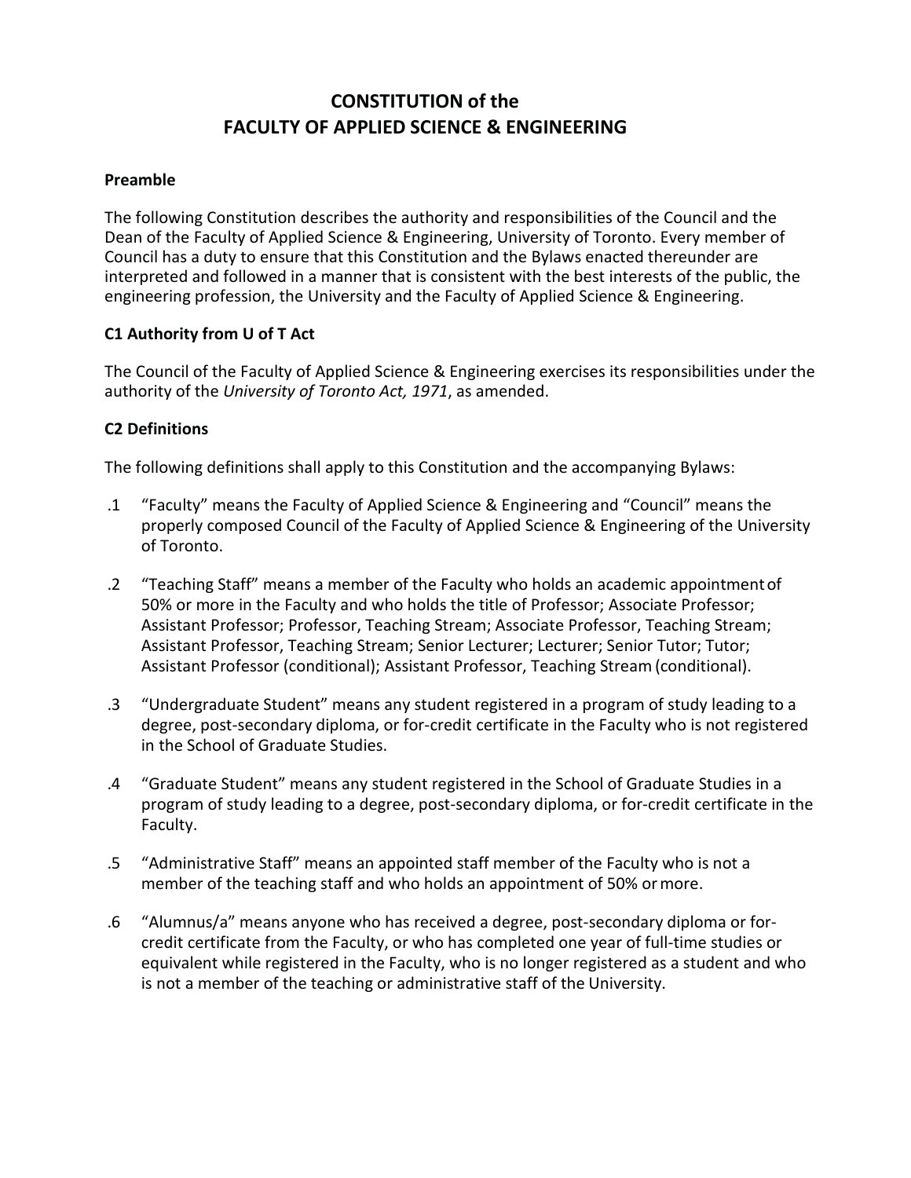# CONSTITUTION of the FACULTY OF APPLIED SCIENCE & ENGINEERING

### Preamble

The following Constitution describes the authority and responsibilities of the Council and the Dean of the Faculty of Applied Science & Engineering, University of Toronto. Every member of Council has a duty to ensure that this Constitution and the Bylaws enacted thereunder are interpreted and followed in a manner that is consistent with the best interests of the public, the engineering profession, the University and the Faculty of Applied Science & Engineering.

### C1 Authority from U of T Act

The Council of the Faculty of Applied Science & Engineering exercises its responsibilities under the authority of the *University of Toronto Act, 1971*, as amended.

### C2 Definitions

The following definitions shall apply to this Constitution and the accompanying Bylaws:

.1 "Faculty" means the Faculty of Applied Science & Engineering and "Council" means the properly composed Council of the Faculty of Applied Science & Engineering of the University of Toronto.

.2 "Teaching Staff" means a member of the Faculty who holds an academic appointment of 50% or more in the Faculty and who holds the title of Professor; Associate Professor; Assistant Professor; Professor, Teaching Stream; Associate Professor, Teaching Stream; Assistant Professor, Teaching Stream; Senior Lecturer; Lecturer; Senior Tutor; Tutor; Assistant Professor (conditional); Assistant Professor, Teaching Stream (conditional).

.3 "Undergraduate Student" means any student registered in a program of study leading to a degree, post-secondary diploma, or for-credit certificate in the Faculty who is not registered in the School of Graduate Studies.

.4 "Graduate Student" means any student registered in the School of Graduate Studies in a program of study leading to a degree, post-secondary diploma, or for-credit certificate in the Faculty.

.5 "Administrative Staff" means an appointed staff member of the Faculty who is not a member of the teaching staff and who holds an appointment of 50% or more.

.6 "Alumnus/a" means anyone who has received a degree, post-secondary diploma or for-credit certificate from the Faculty, or who has completed one year of full-time studies or equivalent while registered in the Faculty, who is no longer registered as a student and who is not a member of the teaching or administrative staff of the University.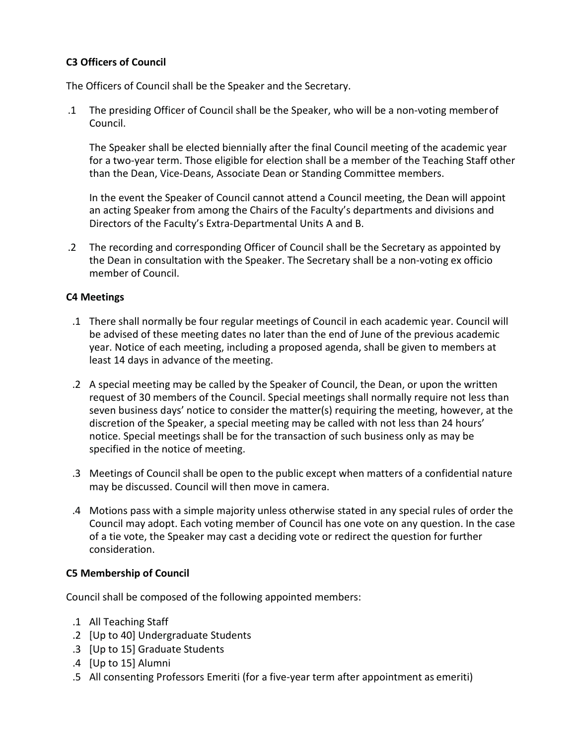**C3 Officers of Council**

The Officers of Council shall be the Speaker and the Secretary.

.1 The presiding Officer of Council shall be the Speaker, who will be a non-voting member of Council.

The Speaker shall be elected biennially after the final Council meeting of the academic year for a two-year term. Those eligible for election shall be a member of the Teaching Staff other than the Dean, Vice-Deans, Associate Dean or Standing Committee members.

In the event the Speaker of Council cannot attend a Council meeting, the Dean will appoint an acting Speaker from among the Chairs of the Faculty's departments and divisions and Directors of the Faculty's Extra-Departmental Units A and B.

.2 The recording and corresponding Officer of Council shall be the Secretary as appointed by the Dean in consultation with the Speaker. The Secretary shall be a non-voting ex officio member of Council.

**C4 Meetings**

.1 There shall normally be four regular meetings of Council in each academic year. Council will be advised of these meeting dates no later than the end of June of the previous academic year. Notice of each meeting, including a proposed agenda, shall be given to members at least 14 days in advance of the meeting.

.2 A special meeting may be called by the Speaker of Council, the Dean, or upon the written request of 30 members of the Council. Special meetings shall normally require not less than seven business days' notice to consider the matter(s) requiring the meeting, however, at the discretion of the Speaker, a special meeting may be called with not less than 24 hours' notice. Special meetings shall be for the transaction of such business only as may be specified in the notice of meeting.

.3 Meetings of Council shall be open to the public except when matters of a confidential nature may be discussed. Council will then move in camera.

.4 Motions pass with a simple majority unless otherwise stated in any special rules of order the Council may adopt. Each voting member of Council has one vote on any question. In the case of a tie vote, the Speaker may cast a deciding vote or redirect the question for further consideration.

**C5 Membership of Council**

Council shall be composed of the following appointed members:

.1 All Teaching Staff
.2 [Up to 40] Undergraduate Students
.3 [Up to 15] Graduate Students
.4 [Up to 15] Alumni
.5 All consenting Professors Emeriti (for a five-year term after appointment as emeriti)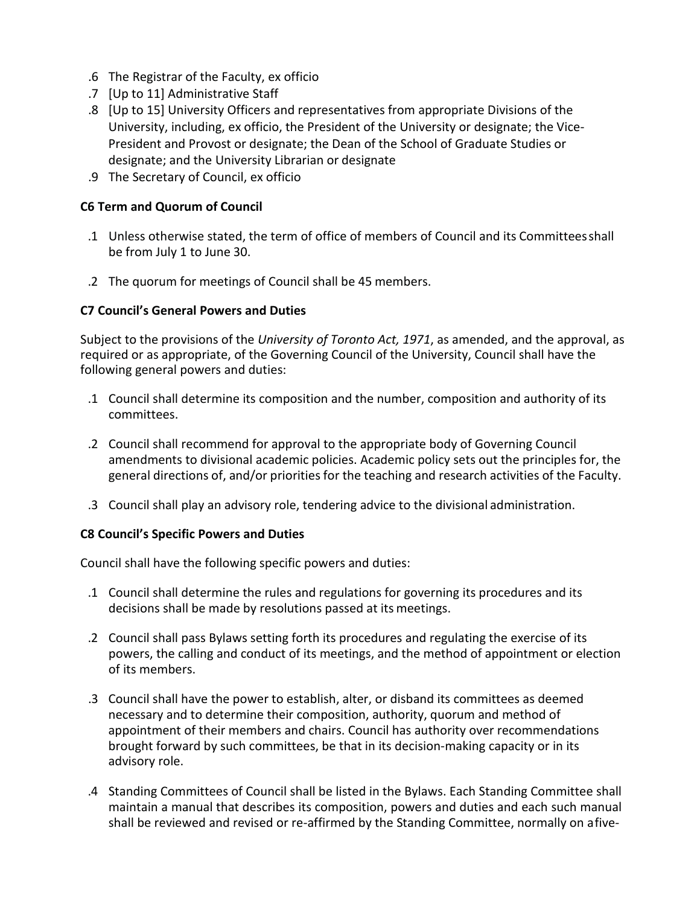.6 The Registrar of the Faculty, ex officio

.7 [Up to 11] Administrative Staff

.8 [Up to 15] University Officers and representatives from appropriate Divisions of the University, including, ex officio, the President of the University or designate; the Vice-President and Provost or designate; the Dean of the School of Graduate Studies or designate; and the University Librarian or designate

.9 The Secretary of Council, ex officio

**C6 Term and Quorum of Council**

.1 Unless otherwise stated, the term of office of members of Council and its Committees shall be from July 1 to June 30.

.2 The quorum for meetings of Council shall be 45 members.

**C7 Council's General Powers and Duties**

Subject to the provisions of the *University of Toronto Act, 1971*, as amended, and the approval, as required or as appropriate, of the Governing Council of the University, Council shall have the following general powers and duties:

.1 Council shall determine its composition and the number, composition and authority of its committees.

.2 Council shall recommend for approval to the appropriate body of Governing Council amendments to divisional academic policies. Academic policy sets out the principles for, the general directions of, and/or priorities for the teaching and research activities of the Faculty.

.3 Council shall play an advisory role, tendering advice to the divisional administration.

**C8 Council's Specific Powers and Duties**

Council shall have the following specific powers and duties:

.1 Council shall determine the rules and regulations for governing its procedures and its decisions shall be made by resolutions passed at its meetings.

.2 Council shall pass Bylaws setting forth its procedures and regulating the exercise of its powers, the calling and conduct of its meetings, and the method of appointment or election of its members.

.3 Council shall have the power to establish, alter, or disband its committees as deemed necessary and to determine their composition, authority, quorum and method of appointment of their members and chairs. Council has authority over recommendations brought forward by such committees, be that in its decision-making capacity or in its advisory role.

.4 Standing Committees of Council shall be listed in the Bylaws. Each Standing Committee shall maintain a manual that describes its composition, powers and duties and each such manual shall be reviewed and revised or re-affirmed by the Standing Committee, normally on a five-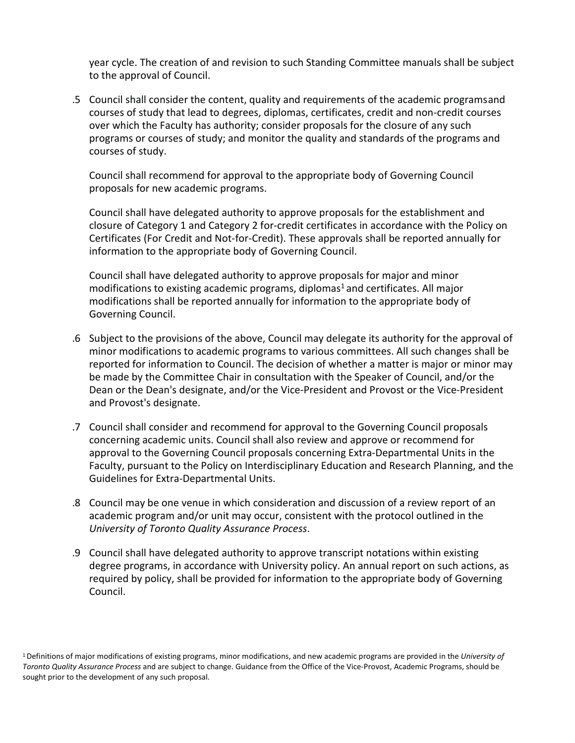year cycle. The creation of and revision to such Standing Committee manuals shall be subject to the approval of Council.

.5 Council shall consider the content, quality and requirements of the academic programsand courses of study that lead to degrees, diplomas, certificates, credit and non-credit courses over which the Faculty has authority; consider proposals for the closure of any such programs or courses of study; and monitor the quality and standards of the programs and courses of study.

Council shall recommend for approval to the appropriate body of Governing Council proposals for new academic programs.

Council shall have delegated authority to approve proposals for the establishment and closure of Category 1 and Category 2 for-credit certificates in accordance with the Policy on Certificates (For Credit and Not-for-Credit). These approvals shall be reported annually for information to the appropriate body of Governing Council.

Council shall have delegated authority to approve proposals for major and minor modifications to existing academic programs, diplomas[1] and certificates. All major modifications shall be reported annually for information to the appropriate body of Governing Council.

.6 Subject to the provisions of the above, Council may delegate its authority for the approval of minor modifications to academic programs to various committees. All such changes shall be reported for information to Council. The decision of whether a matter is major or minor may be made by the Committee Chair in consultation with the Speaker of Council, and/or the Dean or the Dean's designate, and/or the Vice-President and Provost or the Vice-President and Provost's designate.

.7 Council shall consider and recommend for approval to the Governing Council proposals concerning academic units. Council shall also review and approve or recommend for approval to the Governing Council proposals concerning Extra-Departmental Units in the Faculty, pursuant to the Policy on Interdisciplinary Education and Research Planning, and the Guidelines for Extra-Departmental Units.

.8 Council may be one venue in which consideration and discussion of a review report of an academic program and/or unit may occur, consistent with the protocol outlined in the *University of Toronto Quality Assurance Process*.

.9 Council shall have delegated authority to approve transcript notations within existing degree programs, in accordance with University policy. An annual report on such actions, as required by policy, shall be provided for information to the appropriate body of Governing Council.

[1] Definitions of major modifications of existing programs, minor modifications, and new academic programs are provided in the *University of Toronto Quality Assurance Process* and are subject to change. Guidance from the Office of the Vice-Provost, Academic Programs, should be sought prior to the development of any such proposal.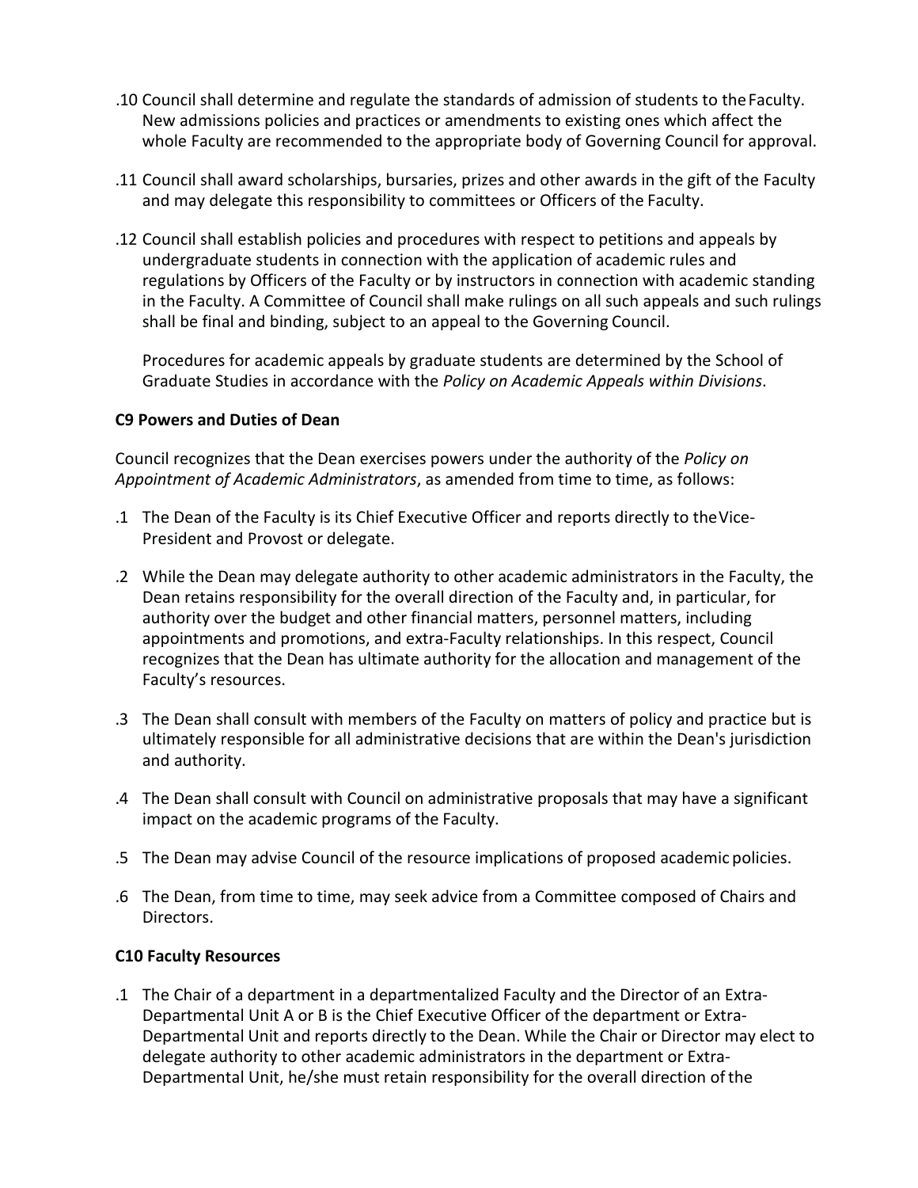.10 Council shall determine and regulate the standards of admission of students to the Faculty. New admissions policies and practices or amendments to existing ones which affect the whole Faculty are recommended to the appropriate body of Governing Council for approval.

.11 Council shall award scholarships, bursaries, prizes and other awards in the gift of the Faculty and may delegate this responsibility to committees or Officers of the Faculty.

.12 Council shall establish policies and procedures with respect to petitions and appeals by undergraduate students in connection with the application of academic rules and regulations by Officers of the Faculty or by instructors in connection with academic standing in the Faculty. A Committee of Council shall make rulings on all such appeals and such rulings shall be final and binding, subject to an appeal to the Governing Council.

Procedures for academic appeals by graduate students are determined by the School of Graduate Studies in accordance with the *Policy on Academic Appeals within Divisions*.

**C9 Powers and Duties of Dean**

Council recognizes that the Dean exercises powers under the authority of the *Policy on Appointment of Academic Administrators*, as amended from time to time, as follows:

.1 The Dean of the Faculty is its Chief Executive Officer and reports directly to the Vice-President and Provost or delegate.

.2 While the Dean may delegate authority to other academic administrators in the Faculty, the Dean retains responsibility for the overall direction of the Faculty and, in particular, for authority over the budget and other financial matters, personnel matters, including appointments and promotions, and extra-Faculty relationships. In this respect, Council recognizes that the Dean has ultimate authority for the allocation and management of the Faculty's resources.

.3 The Dean shall consult with members of the Faculty on matters of policy and practice but is ultimately responsible for all administrative decisions that are within the Dean's jurisdiction and authority.

.4 The Dean shall consult with Council on administrative proposals that may have a significant impact on the academic programs of the Faculty.

.5 The Dean may advise Council of the resource implications of proposed academic policies.

.6 The Dean, from time to time, may seek advice from a Committee composed of Chairs and Directors.

**C10 Faculty Resources**

.1 The Chair of a department in a departmentalized Faculty and the Director of an Extra-Departmental Unit A or B is the Chief Executive Officer of the department or Extra-Departmental Unit and reports directly to the Dean. While the Chair or Director may elect to delegate authority to other academic administrators in the department or Extra-Departmental Unit, he/she must retain responsibility for the overall direction of the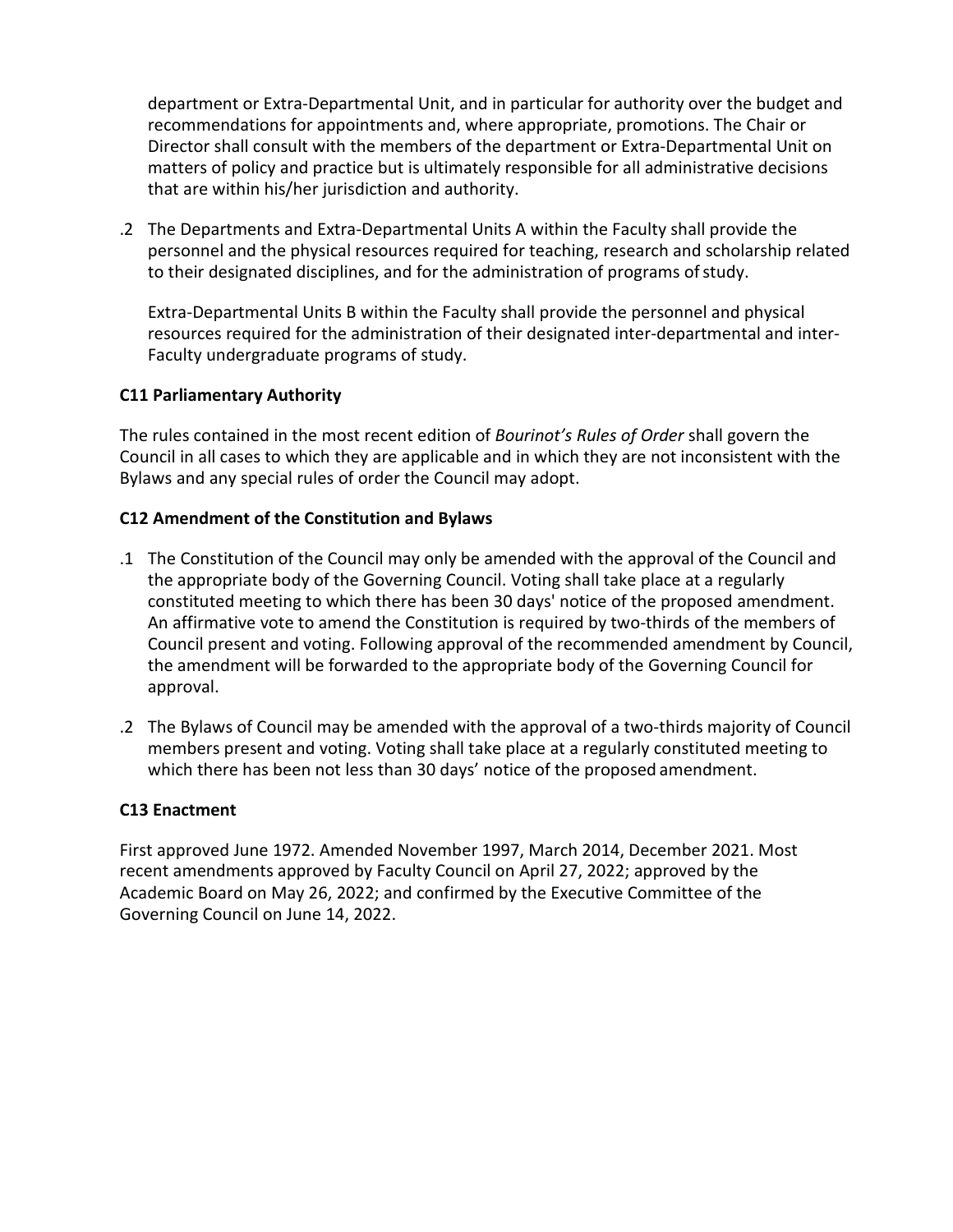department or Extra-Departmental Unit, and in particular for authority over the budget and recommendations for appointments and, where appropriate, promotions. The Chair or Director shall consult with the members of the department or Extra-Departmental Unit on matters of policy and practice but is ultimately responsible for all administrative decisions that are within his/her jurisdiction and authority.

.2 The Departments and Extra-Departmental Units A within the Faculty shall provide the personnel and the physical resources required for teaching, research and scholarship related to their designated disciplines, and for the administration of programs of study.

Extra-Departmental Units B within the Faculty shall provide the personnel and physical resources required for the administration of their designated inter-departmental and inter-Faculty undergraduate programs of study.

### C11 Parliamentary Authority

The rules contained in the most recent edition of *Bourinot's Rules of Order* shall govern the Council in all cases to which they are applicable and in which they are not inconsistent with the Bylaws and any special rules of order the Council may adopt.

### C12 Amendment of the Constitution and Bylaws

.1 The Constitution of the Council may only be amended with the approval of the Council and the appropriate body of the Governing Council. Voting shall take place at a regularly constituted meeting to which there has been 30 days' notice of the proposed amendment. An affirmative vote to amend the Constitution is required by two-thirds of the members of Council present and voting. Following approval of the recommended amendment by Council, the amendment will be forwarded to the appropriate body of the Governing Council for approval.

.2 The Bylaws of Council may be amended with the approval of a two-thirds majority of Council members present and voting. Voting shall take place at a regularly constituted meeting to which there has been not less than 30 days' notice of the proposed amendment.

### C13 Enactment

First approved June 1972. Amended November 1997, March 2014, December 2021. Most recent amendments approved by Faculty Council on April 27, 2022; approved by the Academic Board on May 26, 2022; and confirmed by the Executive Committee of the Governing Council on June 14, 2022.